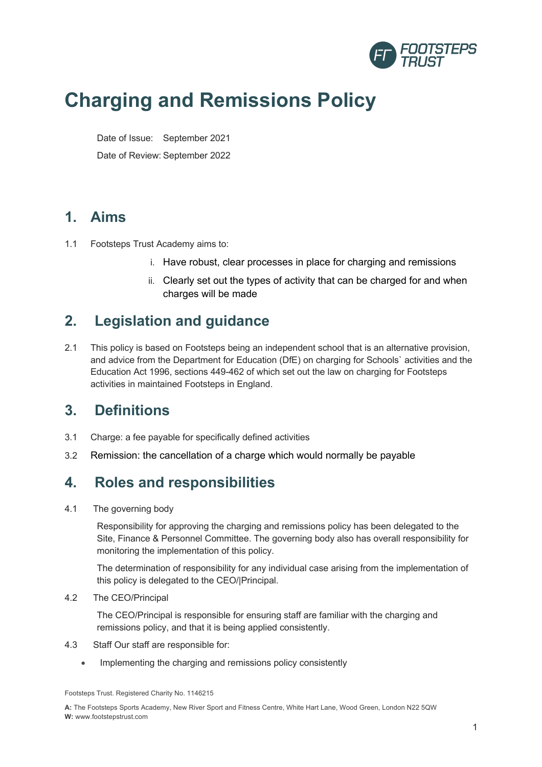# Charging and Remissions Policy

Date of Issue: September 2021

Date of Review: September 2022

## 1. Aims

1.1 Footsteps Trust Academy aims to:

i. Have robust, clear processes in place for charging and remissions

ii. Clearly set out the types of activity that can be charged for and when charges will be made

## 2. Legislation and guidance

2.1 This policy is based on Footsteps being an independent school that is an alternative provision, and advice from the Department for Education (DfE) on charging for Schools` activities and the Education Act 1996, sections 449-462 of which set out the law on charging for Footsteps activities in maintained Footsteps in England.

## 3. Definitions

3.1 Charge: a fee payable for specifically defined activities

3.2 Remission: the cancellation of a charge which would normally be payable

## 4. Roles and responsibilities

4.1 The governing body

Responsibility for approving the charging and remissions policy has been delegated to the Site, Finance & Personnel Committee. The governing body also has overall responsibility for monitoring the implementation of this policy.

The determination of responsibility for any individual case arising from the implementation of this policy is delegated to the CEO/|Principal.

4.2 The CEO/Principal

The CEO/Principal is responsible for ensuring staff are familiar with the charging and remissions policy, and that it is being applied consistently.

4.3 Staff Our staff are responsible for:

- Implementing the charging and remissions policy consistently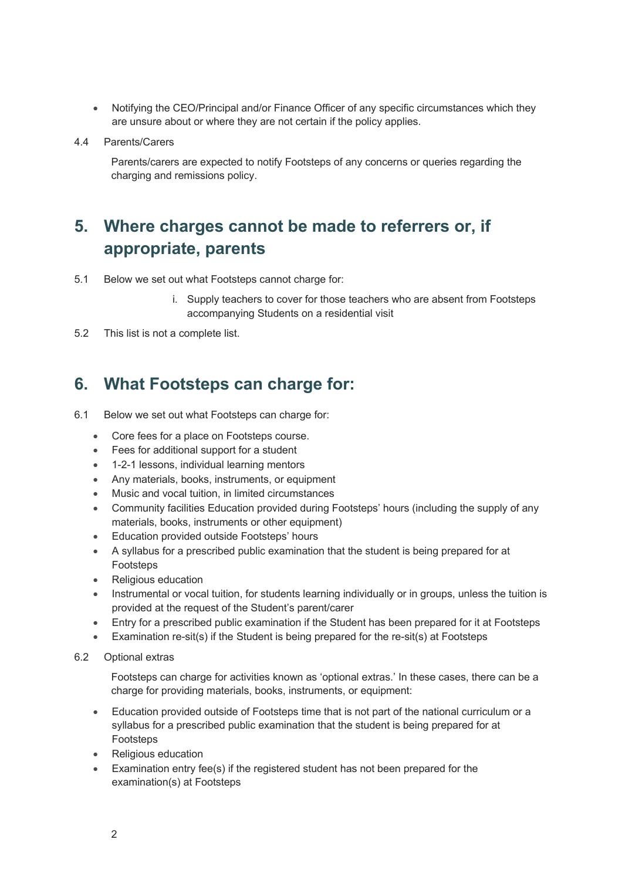- Notifying the CEO/Principal and/or Finance Officer of any specific circumstances which they are unsure about or where they are not certain if the policy applies.

4.4 Parents/Carers

Parents/carers are expected to notify Footsteps of any concerns or queries regarding the charging and remissions policy.

## 5. Where charges cannot be made to referrers or, if appropriate, parents

5.1 Below we set out what Footsteps cannot charge for:

i. Supply teachers to cover for those teachers who are absent from Footsteps accompanying Students on a residential visit

5.2 This list is not a complete list.

## 6. What Footsteps can charge for:

6.1 Below we set out what Footsteps can charge for:

- Core fees for a place on Footsteps course.
- Fees for additional support for a student
- 1-2-1 lessons, individual learning mentors
- Any materials, books, instruments, or equipment
- Music and vocal tuition, in limited circumstances
- Community facilities Education provided during Footsteps' hours (including the supply of any materials, books, instruments or other equipment)
- Education provided outside Footsteps' hours
- A syllabus for a prescribed public examination that the student is being prepared for at Footsteps
- Religious education
- Instrumental or vocal tuition, for students learning individually or in groups, unless the tuition is provided at the request of the Student's parent/carer
- Entry for a prescribed public examination if the Student has been prepared for it at Footsteps
- Examination re-sit(s) if the Student is being prepared for the re-sit(s) at Footsteps

6.2 Optional extras

Footsteps can charge for activities known as 'optional extras.' In these cases, there can be a charge for providing materials, books, instruments, or equipment:

- Education provided outside of Footsteps time that is not part of the national curriculum or a syllabus for a prescribed public examination that the student is being prepared for at Footsteps
- Religious education
- Examination entry fee(s) if the registered student has not been prepared for the examination(s) at Footsteps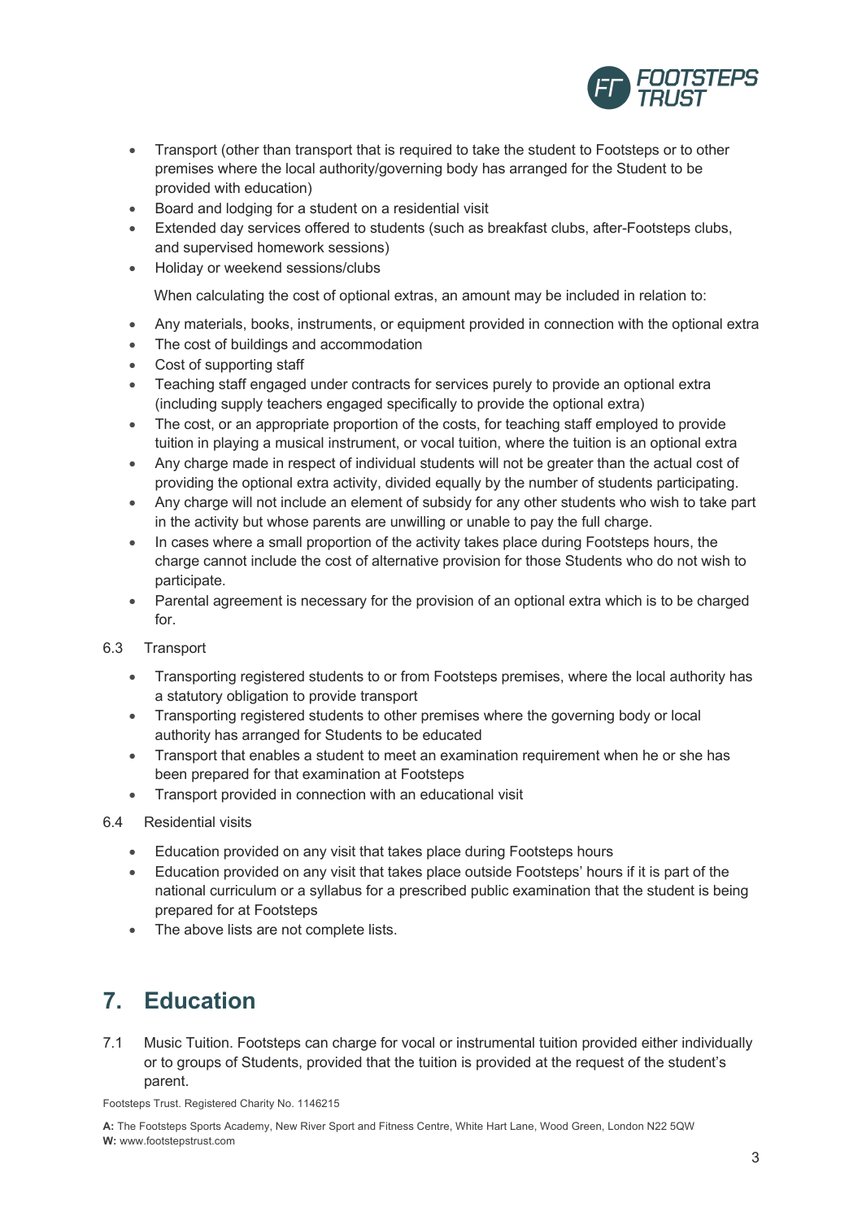- Transport (other than transport that is required to take the student to Footsteps or to other premises where the local authority/governing body has arranged for the Student to be provided with education)
- Board and lodging for a student on a residential visit
- Extended day services offered to students (such as breakfast clubs, after-Footsteps clubs, and supervised homework sessions)
- Holiday or weekend sessions/clubs

When calculating the cost of optional extras, an amount may be included in relation to:

- Any materials, books, instruments, or equipment provided in connection with the optional extra
- The cost of buildings and accommodation
- Cost of supporting staff
- Teaching staff engaged under contracts for services purely to provide an optional extra (including supply teachers engaged specifically to provide the optional extra)
- The cost, or an appropriate proportion of the costs, for teaching staff employed to provide tuition in playing a musical instrument, or vocal tuition, where the tuition is an optional extra
- Any charge made in respect of individual students will not be greater than the actual cost of providing the optional extra activity, divided equally by the number of students participating.
- Any charge will not include an element of subsidy for any other students who wish to take part in the activity but whose parents are unwilling or unable to pay the full charge.
- In cases where a small proportion of the activity takes place during Footsteps hours, the charge cannot include the cost of alternative provision for those Students who do not wish to participate.
- Parental agreement is necessary for the provision of an optional extra which is to be charged for.

6.3 Transport

- Transporting registered students to or from Footsteps premises, where the local authority has a statutory obligation to provide transport
- Transporting registered students to other premises where the governing body or local authority has arranged for Students to be educated
- Transport that enables a student to meet an examination requirement when he or she has been prepared for that examination at Footsteps
- Transport provided in connection with an educational visit

6.4 Residential visits

- Education provided on any visit that takes place during Footsteps hours
- Education provided on any visit that takes place outside Footsteps' hours if it is part of the national curriculum or a syllabus for a prescribed public examination that the student is being prepared for at Footsteps
- The above lists are not complete lists.

## 7. Education

7.1 Music Tuition. Footsteps can charge for vocal or instrumental tuition provided either individually or to groups of Students, provided that the tuition is provided at the request of the student's parent.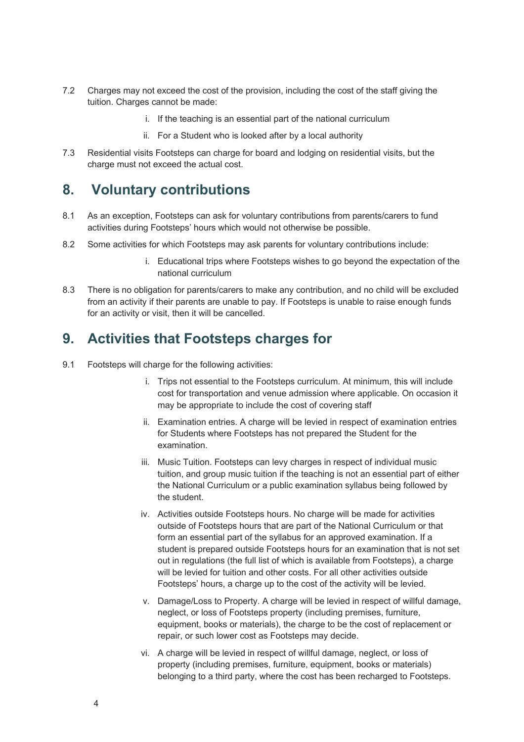7.2 Charges may not exceed the cost of the provision, including the cost of the staff giving the tuition. Charges cannot be made:

   i. If the teaching is an essential part of the national curriculum

   ii. For a Student who is looked after by a local authority

7.3 Residential visits Footsteps can charge for board and lodging on residential visits, but the charge must not exceed the actual cost.

## 8. Voluntary contributions

8.1 As an exception, Footsteps can ask for voluntary contributions from parents/carers to fund activities during Footsteps' hours which would not otherwise be possible.

8.2 Some activities for which Footsteps may ask parents for voluntary contributions include:

   i. Educational trips where Footsteps wishes to go beyond the expectation of the national curriculum

8.3 There is no obligation for parents/carers to make any contribution, and no child will be excluded from an activity if their parents are unable to pay. If Footsteps is unable to raise enough funds for an activity or visit, then it will be cancelled.

## 9. Activities that Footsteps charges for

9.1 Footsteps will charge for the following activities:

   i. Trips not essential to the Footsteps curriculum. At minimum, this will include cost for transportation and venue admission where applicable. On occasion it may be appropriate to include the cost of covering staff

   ii. Examination entries. A charge will be levied in respect of examination entries for Students where Footsteps has not prepared the Student for the examination.

   iii. Music Tuition. Footsteps can levy charges in respect of individual music tuition, and group music tuition if the teaching is not an essential part of either the National Curriculum or a public examination syllabus being followed by the student.

   iv. Activities outside Footsteps hours. No charge will be made for activities outside of Footsteps hours that are part of the National Curriculum or that form an essential part of the syllabus for an approved examination. If a student is prepared outside Footsteps hours for an examination that is not set out in regulations (the full list of which is available from Footsteps), a charge will be levied for tuition and other costs. For all other activities outside Footsteps' hours, a charge up to the cost of the activity will be levied.

   v. Damage/Loss to Property. A charge will be levied in respect of willful damage, neglect, or loss of Footsteps property (including premises, furniture, equipment, books or materials), the charge to be the cost of replacement or repair, or such lower cost as Footsteps may decide.

   vi. A charge will be levied in respect of willful damage, neglect, or loss of property (including premises, furniture, equipment, books or materials) belonging to a third party, where the cost has been recharged to Footsteps.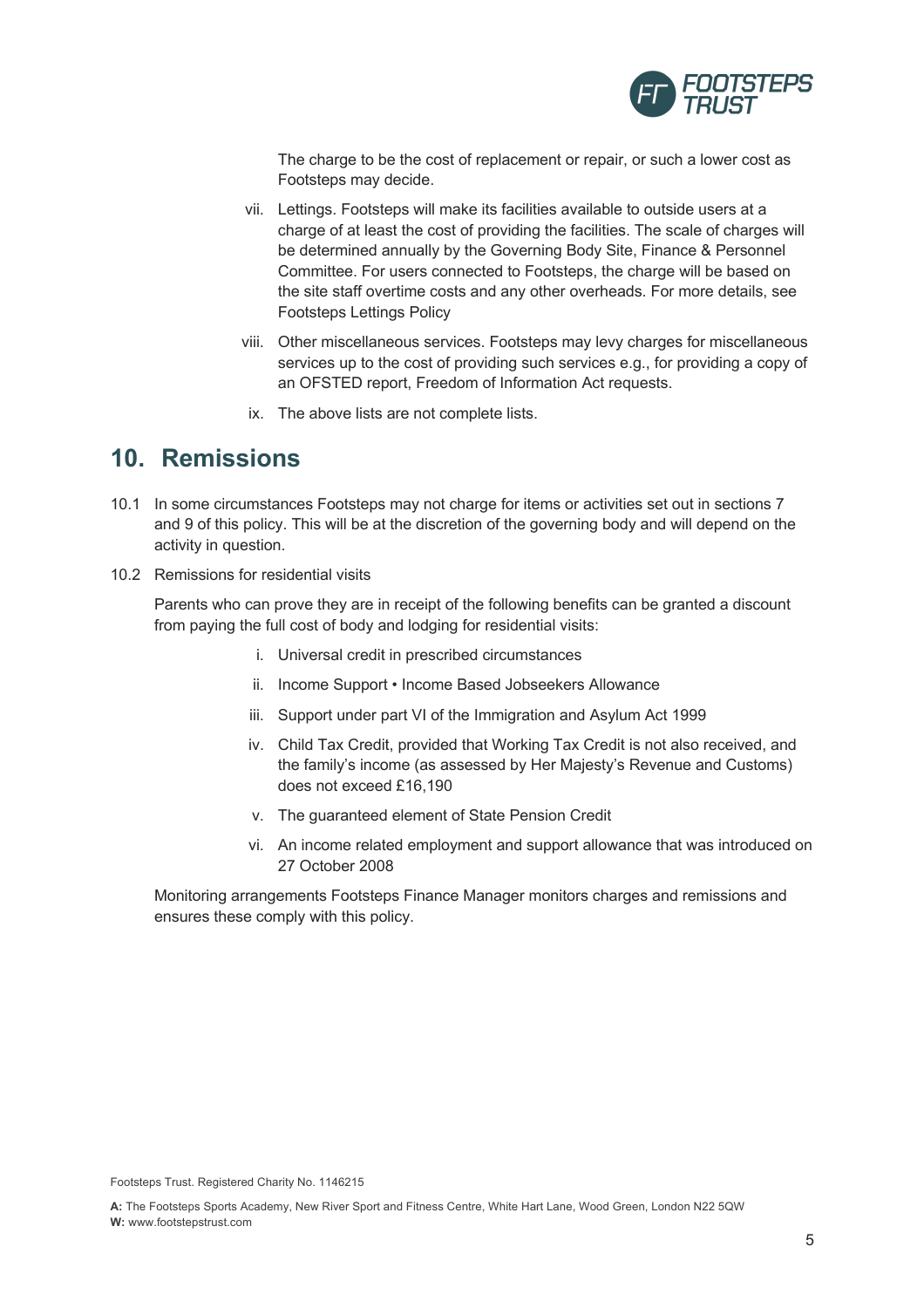The charge to be the cost of replacement or repair, or such a lower cost as Footsteps may decide.

vii. Lettings. Footsteps will make its facilities available to outside users at a charge of at least the cost of providing the facilities. The scale of charges will be determined annually by the Governing Body Site, Finance & Personnel Committee. For users connected to Footsteps, the charge will be based on the site staff overtime costs and any other overheads. For more details, see Footsteps Lettings Policy

viii. Other miscellaneous services. Footsteps may levy charges for miscellaneous services up to the cost of providing such services e.g., for providing a copy of an OFSTED report, Freedom of Information Act requests.

ix. The above lists are not complete lists.

## 10. Remissions

10.1 In some circumstances Footsteps may not charge for items or activities set out in sections 7 and 9 of this policy. This will be at the discretion of the governing body and will depend on the activity in question.

10.2 Remissions for residential visits

Parents who can prove they are in receipt of the following benefits can be granted a discount from paying the full cost of body and lodging for residential visits:

i. Universal credit in prescribed circumstances

ii. Income Support • Income Based Jobseekers Allowance

iii. Support under part VI of the Immigration and Asylum Act 1999

iv. Child Tax Credit, provided that Working Tax Credit is not also received, and the family's income (as assessed by Her Majesty's Revenue and Customs) does not exceed £16,190

v. The guaranteed element of State Pension Credit

vi. An income related employment and support allowance that was introduced on 27 October 2008

Monitoring arrangements Footsteps Finance Manager monitors charges and remissions and ensures these comply with this policy.